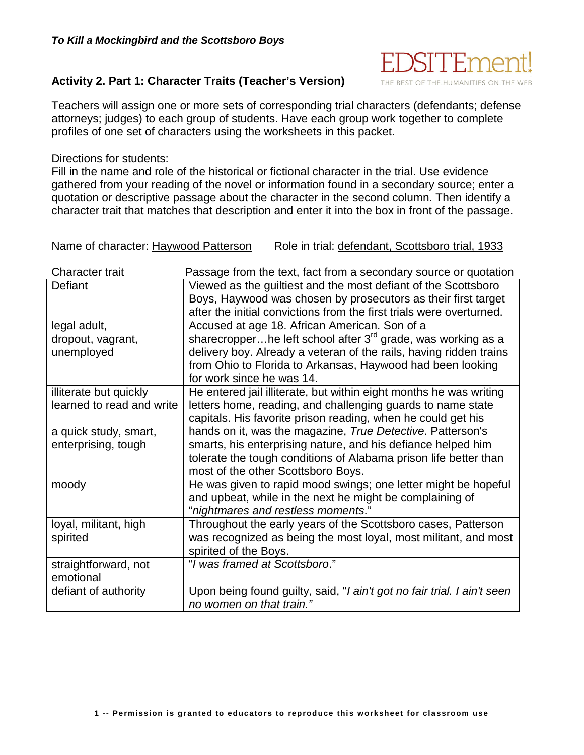***To Kill a Mockingbird and the Scottsboro Boys***

EDSITEment!
THE BEST OF THE HUMANITIES ON THE WEB

## Activity 2. Part 1: Character Traits (Teacher's Version)

Teachers will assign one or more sets of corresponding trial characters (defendants; defense attorneys; judges) to each group of students. Have each group work together to complete profiles of one set of characters using the worksheets in this packet.

Directions for students:
Fill in the name and role of the historical or fictional character in the trial. Use evidence gathered from your reading of the novel or information found in a secondary source; enter a quotation or descriptive passage about the character in the second column. Then identify a character trait that matches that description and enter it into the box in front of the passage.

Name of character: Haywood Patterson Role in trial: defendant, Scottsboro trial, 1933

| Character trait | Passage from the text, fact from a secondary source or quotation |
|---|---|
| Defiant | Viewed as the guiltiest and the most defiant of the Scottsboro Boys, Haywood was chosen by prosecutors as their first target after the initial convictions from the first trials were overturned. |
| legal adult, dropout, vagrant, unemployed | Accused at age 18. African American. Son of a sharecropper…he left school after 3rd grade, was working as a delivery boy. Already a veteran of the rails, having ridden trains from Ohio to Florida to Arkansas, Haywood had been looking for work since he was 14. |
| illiterate but quickly learned to read and write<br><br>a quick study, smart, enterprising, tough | He entered jail illiterate, but within eight months he was writing letters home, reading, and challenging guards to name state capitals. His favorite prison reading, when he could get his hands on it, was the magazine, *True Detective*. Patterson's smarts, his enterprising nature, and his defiance helped him tolerate the tough conditions of Alabama prison life better than most of the other Scottsboro Boys. |
| moody | He was given to rapid mood swings; one letter might be hopeful and upbeat, while in the next he might be complaining of "*nightmares and restless moments*." |
| loyal, militant, high spirited | Throughout the early years of the Scottsboro cases, Patterson was recognized as being the most loyal, most militant, and most spirited of the Boys. |
| straightforward, not emotional | "*I was framed at Scottsboro*." |
| defiant of authority | Upon being found guilty, said, "*I ain't got no fair trial. I ain't seen no women on that train.*" |

**1 -- Permission is granted to educators to reproduce this worksheet for classroom use**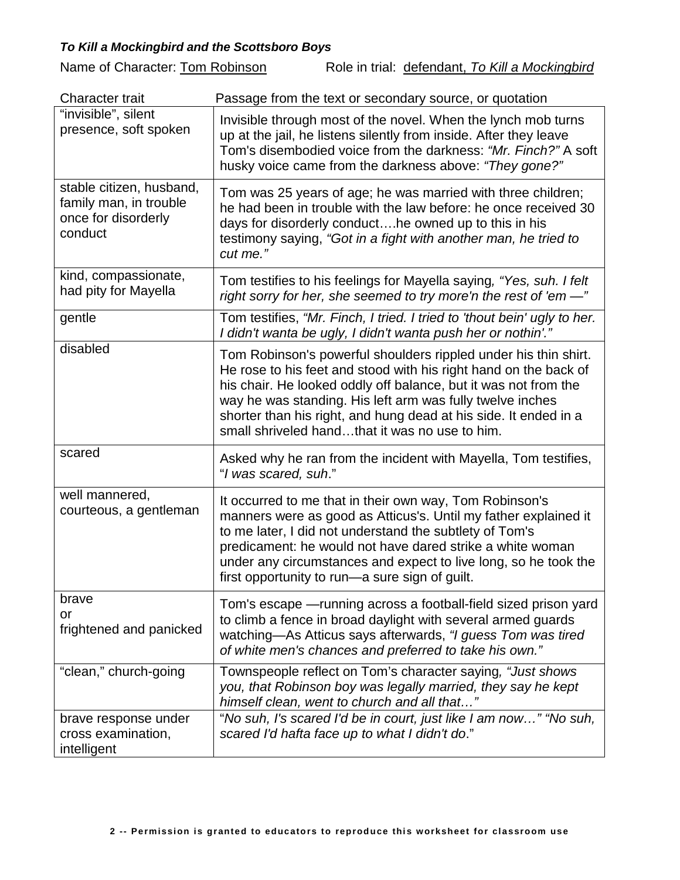***To Kill a Mockingbird and the Scottsboro Boys***

Name of Character: Tom Robinson Role in trial: defendant, *To Kill a Mockingbird*

| Character trait | Passage from the text or secondary source, or quotation |
|---|---|
| "invisible", silent presence, soft spoken | Invisible through most of the novel. When the lynch mob turns up at the jail, he listens silently from inside. After they leave Tom's disembodied voice from the darkness: *"Mr. Finch?"* A soft husky voice came from the darkness above: *"They gone?"* |
| stable citizen, husband, family man, in trouble once for disorderly conduct | Tom was 25 years of age; he was married with three children; he had been in trouble with the law before: he once received 30 days for disorderly conduct….he owned up to this in his testimony saying, *"Got in a fight with another man, he tried to cut me."* |
| kind, compassionate, had pity for Mayella | Tom testifies to his feelings for Mayella saying*, "Yes, suh. I felt right sorry for her, she seemed to try more'n the rest of 'em —"* |
| gentle | Tom testifies, *"Mr. Finch, I tried. I tried to 'thout bein' ugly to her. I didn't wanta be ugly, I didn't wanta push her or nothin'."* |
| disabled | Tom Robinson's powerful shoulders rippled under his thin shirt. He rose to his feet and stood with his right hand on the back of his chair. He looked oddly off balance, but it was not from the way he was standing. His left arm was fully twelve inches shorter than his right, and hung dead at his side. It ended in a small shriveled hand…that it was no use to him. |
| scared | Asked why he ran from the incident with Mayella, Tom testifies, "*I was scared, suh*." |
| well mannered, courteous, a gentleman | It occurred to me that in their own way, Tom Robinson's manners were as good as Atticus's. Until my father explained it to me later, I did not understand the subtlety of Tom's predicament: he would not have dared strike a white woman under any circumstances and expect to live long, so he took the first opportunity to run—a sure sign of guilt. |
| brave or frightened and panicked | Tom's escape —running across a football-field sized prison yard to climb a fence in broad daylight with several armed guards watching—As Atticus says afterwards, *"I guess Tom was tired of white men's chances and preferred to take his own."* |
| "clean," church-going | Townspeople reflect on Tom's character saying*, "Just shows you, that Robinson boy was legally married, they say he kept himself clean, went to church and all that…"* |
| brave response under cross examination, intelligent | "*No suh, I's scared I'd be in court, just like I am now…" "No suh, scared I'd hafta face up to what I didn't do*." |

**2 -- Permission is granted to educators to reproduce this worksheet for classroom use**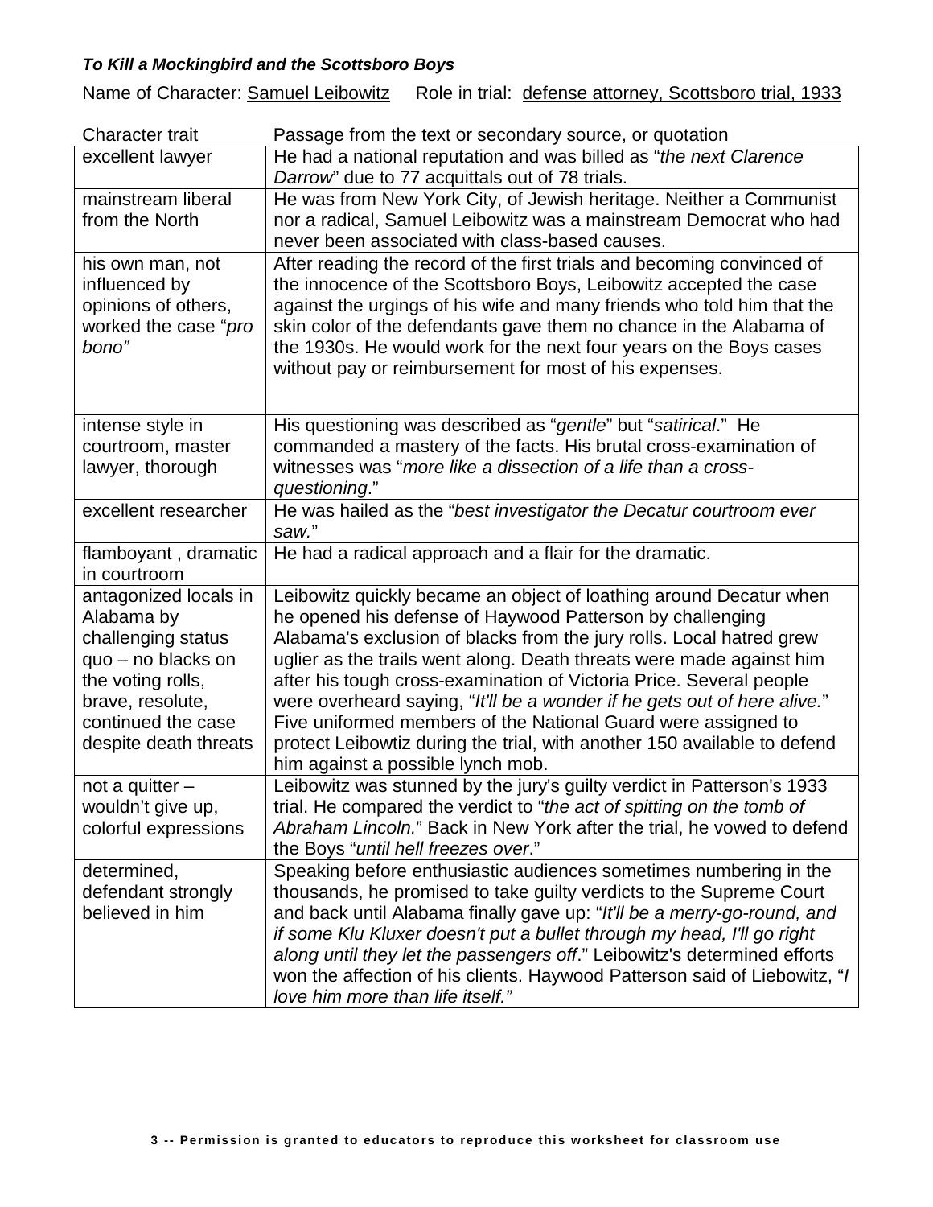***To Kill a Mockingbird and the Scottsboro Boys***

Name of Character: Samuel Leibowitz     Role in trial: defense attorney, Scottsboro trial, 1933

| Character trait | Passage from the text or secondary source, or quotation |
|---|---|
| excellent lawyer | He had a national reputation and was billed as "*the next Clarence Darrow*" due to 77 acquittals out of 78 trials. |
| mainstream liberal from the North | He was from New York City, of Jewish heritage. Neither a Communist nor a radical, Samuel Leibowitz was a mainstream Democrat who had never been associated with class-based causes. |
| his own man, not influenced by opinions of others, worked the case "*pro bono*" | After reading the record of the first trials and becoming convinced of the innocence of the Scottsboro Boys, Leibowitz accepted the case against the urgings of his wife and many friends who told him that the skin color of the defendants gave them no chance in the Alabama of the 1930s. He would work for the next four years on the Boys cases without pay or reimbursement for most of his expenses. |
| intense style in courtroom, master lawyer, thorough | His questioning was described as "*gentle*" but "*satirical*." He commanded a mastery of the facts. His brutal cross-examination of witnesses was "*more like a dissection of a life than a cross-questioning*." |
| excellent researcher | He was hailed as the "*best investigator the Decatur courtroom ever saw.*" |
| flamboyant , dramatic in courtroom | He had a radical approach and a flair for the dramatic. |
| antagonized locals in Alabama by challenging status quo – no blacks on the voting rolls, brave, resolute, continued the case despite death threats | Leibowitz quickly became an object of loathing around Decatur when he opened his defense of Haywood Patterson by challenging Alabama's exclusion of blacks from the jury rolls. Local hatred grew uglier as the trails went along. Death threats were made against him after his tough cross-examination of Victoria Price. Several people were overheard saying, "*It'll be a wonder if he gets out of here alive.*" Five uniformed members of the National Guard were assigned to protect Leibowtiz during the trial, with another 150 available to defend him against a possible lynch mob. |
| not a quitter – wouldn't give up, colorful expressions | Leibowitz was stunned by the jury's guilty verdict in Patterson's 1933 trial. He compared the verdict to "*the act of spitting on the tomb of Abraham Lincoln.*" Back in New York after the trial, he vowed to defend the Boys "*until hell freezes over*." |
| determined, defendant strongly believed in him | Speaking before enthusiastic audiences sometimes numbering in the thousands, he promised to take guilty verdicts to the Supreme Court and back until Alabama finally gave up: "*It'll be a merry-go-round, and if some Klu Kluxer doesn't put a bullet through my head, I'll go right along until they let the passengers off*." Leibowitz's determined efforts won the affection of his clients. Haywood Patterson said of Liebowitz, "*I love him more than life itself.*" |

**Permission is granted to educators to reproduce this worksheet for classroom use**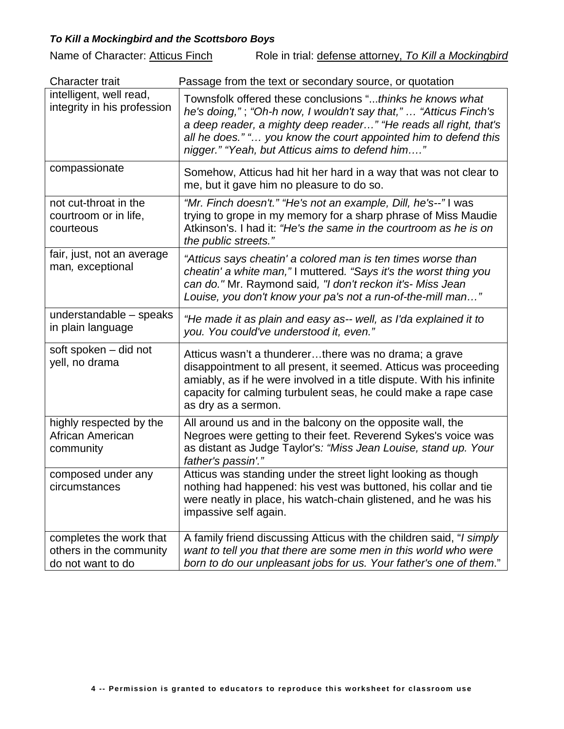***To Kill a Mockingbird and the Scottsboro Boys***

Name of Character: Atticus Finch Role in trial: defense attorney, *To Kill a Mockingbird*

| Character trait | Passage from the text or secondary source, or quotation |
|---|---|
| intelligent, well read, integrity in his profession | Townsfolk offered these conclusions "...*thinks he knows what he's doing,"* ; *"Oh-h now, I wouldn't say that,"* … *"Atticus Finch's a deep reader, a mighty deep reader…" "He reads all right, that's all he does." "… you know the court appointed him to defend this nigger." "Yeah, but Atticus aims to defend him…."* |
| compassionate | Somehow, Atticus had hit her hard in a way that was not clear to me, but it gave him no pleasure to do so. |
| not cut-throat in the courtroom or in life, courteous | *"Mr. Finch doesn't." "He's not an example, Dill, he's--"* I was trying to grope in my memory for a sharp phrase of Miss Maudie Atkinson's. I had it: *"He's the same in the courtroom as he is on the public streets."* |
| fair, just, not an average man*,* exceptional | *"Atticus says cheatin' a colored man is ten times worse than cheatin' a white man,"* I muttered*. "Says it's the worst thing you can do."* Mr. Raymond said*, "I don't reckon it's- Miss Jean Louise, you don't know your pa's not a run-of-the-mill man…"* |
| understandable – speaks in plain language | *"He made it as plain and easy as-- well, as I'da explained it to you. You could've understood it, even."* |
| soft spoken – did not yell, no drama | Atticus wasn't a thunderer…there was no drama; a grave disappointment to all present, it seemed. Atticus was proceeding amiably, as if he were involved in a title dispute. With his infinite capacity for calming turbulent seas, he could make a rape case as dry as a sermon. |
| highly respected by the African American community | All around us and in the balcony on the opposite wall, the Negroes were getting to their feet. Reverend Sykes's voice was as distant as Judge Taylor's*: "Miss Jean Louise, stand up. Your father's passin'."* |
| composed under any circumstances | Atticus was standing under the street light looking as though nothing had happened: his vest was buttoned, his collar and tie were neatly in place, his watch-chain glistened, and he was his impassive self again. |
| completes the work that others in the community do not want to do | A family friend discussing Atticus with the children said, "*I simply want to tell you that there are some men in this world who were born to do our unpleasant jobs for us. Your father's one of them*." |

**4 -- Permission is granted to educators to reproduce this worksheet for classroom use**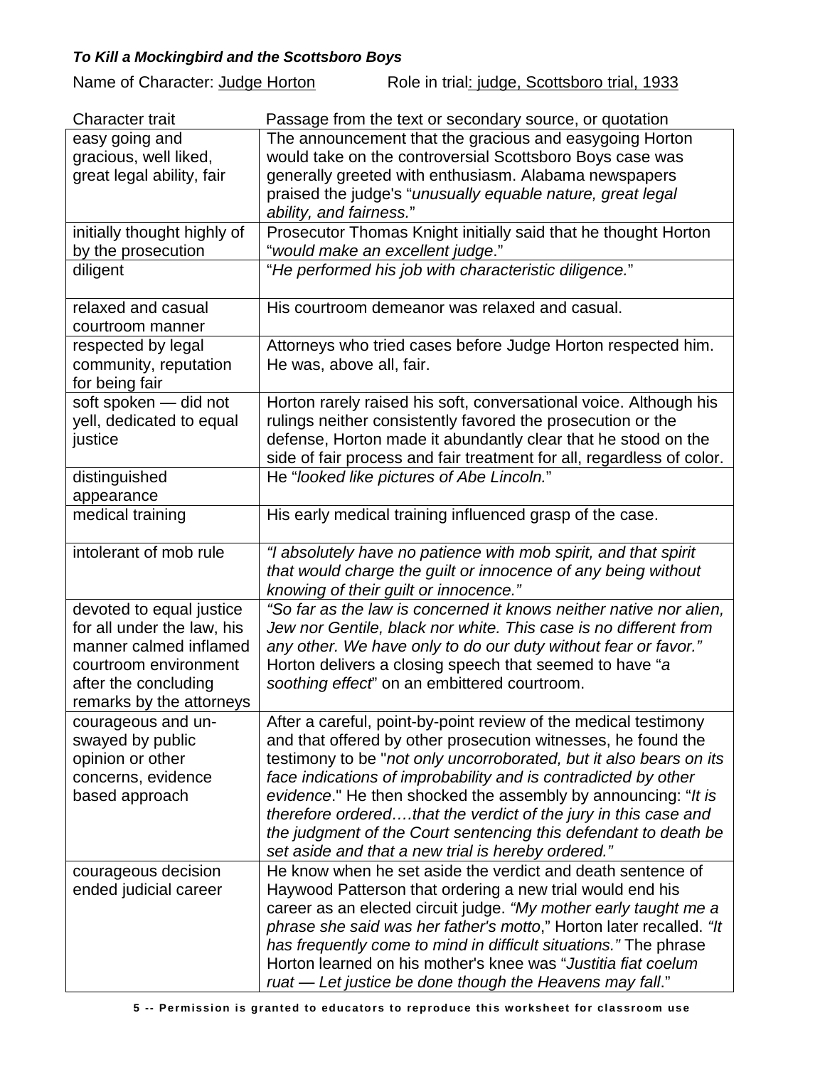***To Kill a Mockingbird and the Scottsboro Boys***

Name of Character: Judge Horton Role in trial: judge, Scottsboro trial, 1933

| Character trait | Passage from the text or secondary source, or quotation |
| --- | --- |
| easy going and gracious, well liked, great legal ability, fair | The announcement that the gracious and easygoing Horton would take on the controversial Scottsboro Boys case was generally greeted with enthusiasm. Alabama newspapers praised the judge's "*unusually equable nature, great legal ability, and fairness.*" |
| initially thought highly of by the prosecution | Prosecutor Thomas Knight initially said that he thought Horton "*would make an excellent judge*." |
| diligent | "*He performed his job with characteristic diligence.*" |
| relaxed and casual courtroom manner | His courtroom demeanor was relaxed and casual. |
| respected by legal community, reputation for being fair | Attorneys who tried cases before Judge Horton respected him. He was, above all, fair. |
| soft spoken — did not yell, dedicated to equal justice | Horton rarely raised his soft, conversational voice. Although his rulings neither consistently favored the prosecution or the defense, Horton made it abundantly clear that he stood on the side of fair process and fair treatment for all, regardless of color. |
| distinguished appearance | He "*looked like pictures of Abe Lincoln.*" |
| medical training | His early medical training influenced grasp of the case. |
| intolerant of mob rule | *"I absolutely have no patience with mob spirit, and that spirit that would charge the guilt or innocence of any being without knowing of their guilt or innocence."* |
| devoted to equal justice for all under the law, his manner calmed inflamed courtroom environment after the concluding remarks by the attorneys | *"So far as the law is concerned it knows neither native nor alien, Jew nor Gentile, black nor white. This case is no different from any other. We have only to do our duty without fear or favor."* Horton delivers a closing speech that seemed to have "*a soothing effect*" on an embittered courtroom. |
| courageous and un-swayed by public opinion or other concerns, evidence based approach | After a careful, point-by-point review of the medical testimony and that offered by other prosecution witnesses, he found the testimony to be "*not only uncorroborated, but it also bears on its face indications of improbability and is contradicted by other evidence*." He then shocked the assembly by announcing: "*It is therefore ordered….that the verdict of the jury in this case and the judgment of the Court sentencing this defendant to death be set aside and that a new trial is hereby ordered."* |
| courageous decision ended judicial career | He know when he set aside the verdict and death sentence of Haywood Patterson that ordering a new trial would end his career as an elected circuit judge. *"My mother early taught me a phrase she said was her father's motto*," Horton later recalled. *"It has frequently come to mind in difficult situations."* The phrase Horton learned on his mother's knee was "*Justitia fiat coelum ruat — Let justice be done though the Heavens may fall*." |

**5 -- Permission is granted to educators to reproduce this worksheet for classroom use**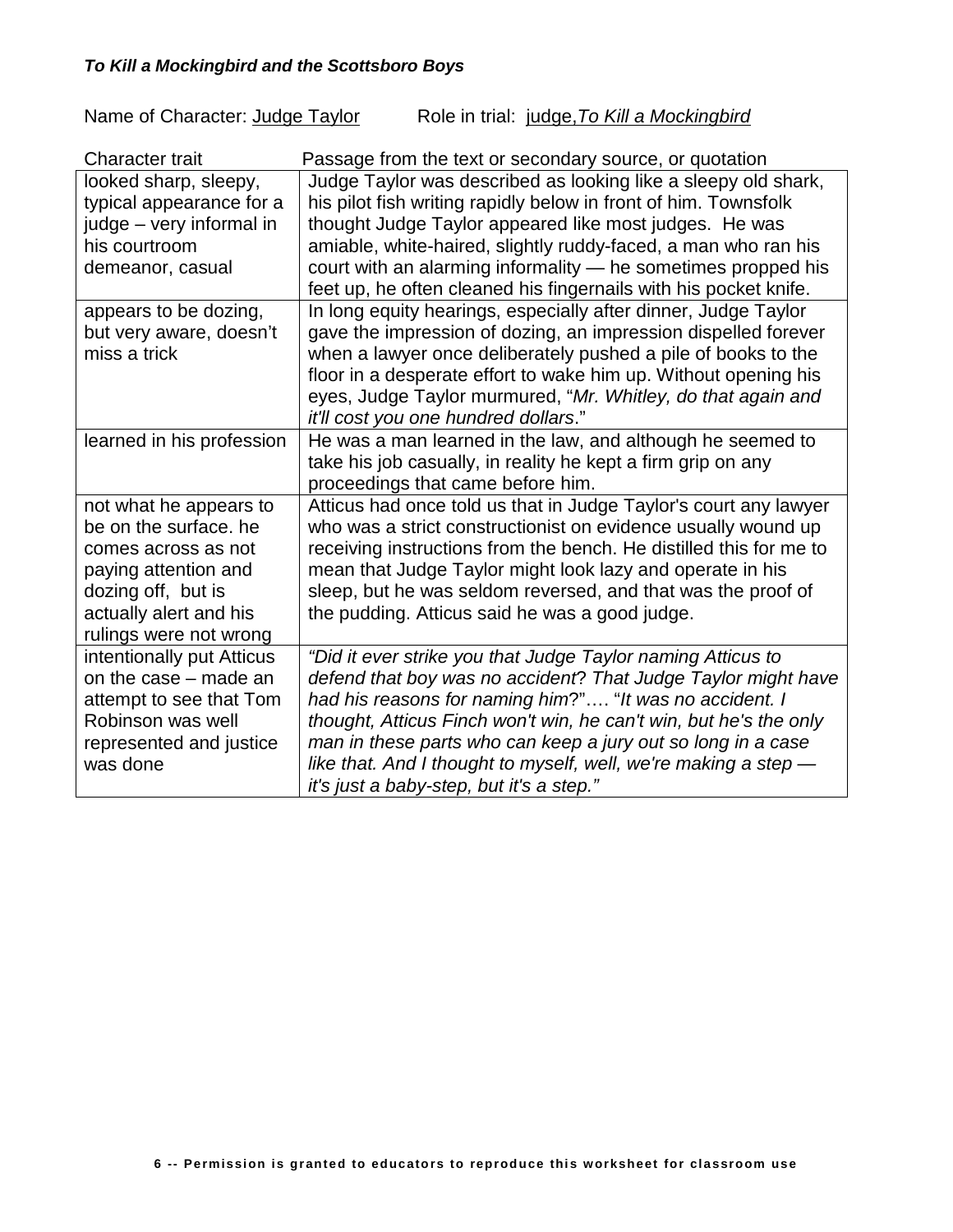***To Kill a Mockingbird and the Scottsboro Boys***

Name of Character: <u>Judge Taylor</u> Role in trial: <u>judge, *To Kill a Mockingbird*</u>

| Character trait | Passage from the text or secondary source, or quotation |
|---|---|
| looked sharp, sleepy, typical appearance for a judge – very informal in his courtroom demeanor, casual | Judge Taylor was described as looking like a sleepy old shark, his pilot fish writing rapidly below in front of him. Townsfolk thought Judge Taylor appeared like most judges. He was amiable, white-haired, slightly ruddy-faced, a man who ran his court with an alarming informality — he sometimes propped his feet up, he often cleaned his fingernails with his pocket knife. |
| appears to be dozing, but very aware, doesn't miss a trick | In long equity hearings, especially after dinner, Judge Taylor gave the impression of dozing, an impression dispelled forever when a lawyer once deliberately pushed a pile of books to the floor in a desperate effort to wake him up. Without opening his eyes, Judge Taylor murmured, "*Mr. Whitley, do that again and it'll cost you one hundred dollars*." |
| learned in his profession | He was a man learned in the law, and although he seemed to take his job casually, in reality he kept a firm grip on any proceedings that came before him. |
| not what he appears to be on the surface. he comes across as not paying attention and dozing off, but is actually alert and his rulings were not wrong | Atticus had once told us that in Judge Taylor's court any lawyer who was a strict constructionist on evidence usually wound up receiving instructions from the bench. He distilled this for me to mean that Judge Taylor might look lazy and operate in his sleep, but he was seldom reversed, and that was the proof of the pudding. Atticus said he was a good judge. |
| intentionally put Atticus on the case – made an attempt to see that Tom Robinson was well represented and justice was done | *"Did it ever strike you that Judge Taylor naming Atticus to defend that boy was no accident*? *That Judge Taylor might have had his reasons for naming him*?"…. "*It was no accident. I thought, Atticus Finch won't win, he can't win, but he's the only man in these parts who can keep a jury out so long in a case like that. And I thought to myself, well, we're making a step — it's just a baby-step, but it's a step."* |

**-- Permission is granted to educators to reproduce this worksheet for classroom use**